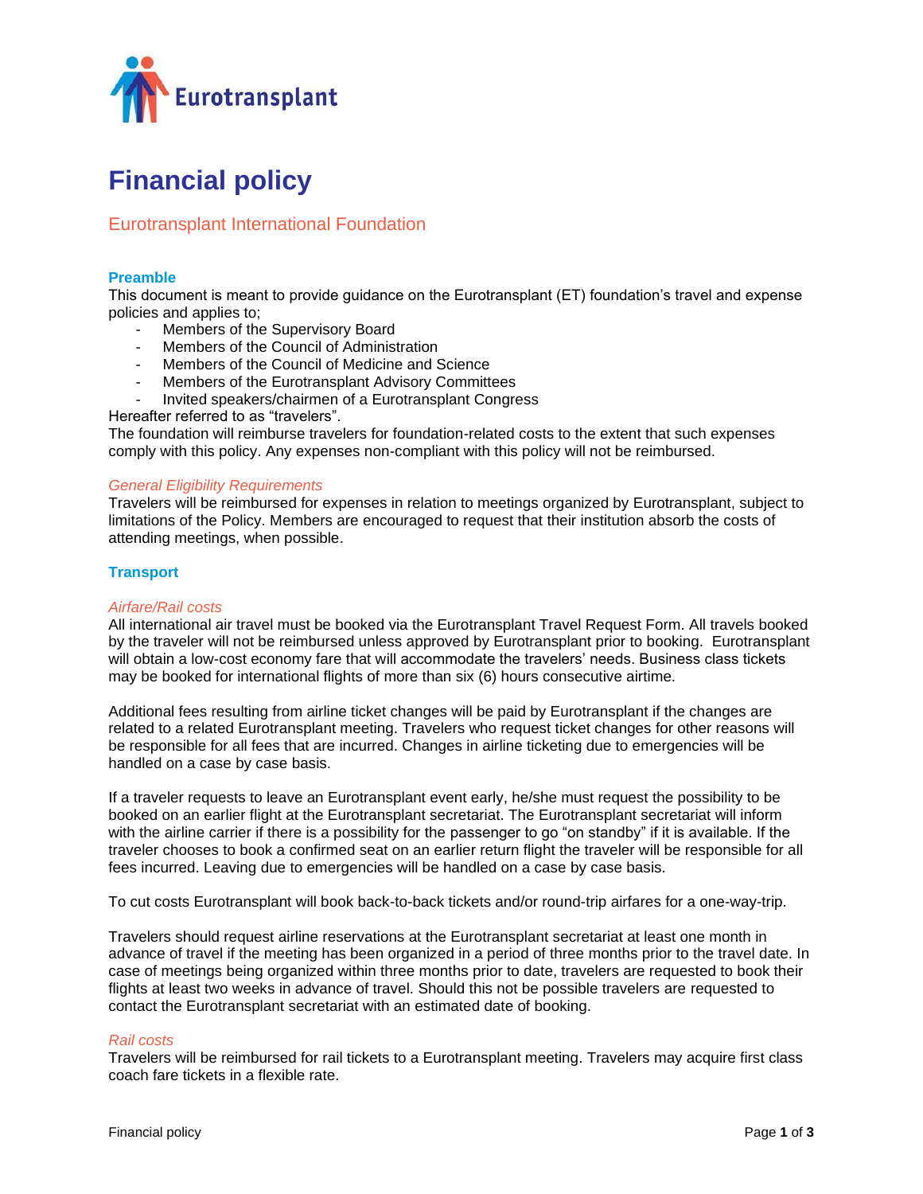Eurotransplant

# Financial policy

## Eurotransplant International Foundation

### Preamble

This document is meant to provide guidance on the Eurotransplant (ET) foundation's travel and expense policies and applies to;

- Members of the Supervisory Board
- Members of the Council of Administration
- Members of the Council of Medicine and Science
- Members of the Eurotransplant Advisory Committees
- Invited speakers/chairmen of a Eurotransplant Congress

Hereafter referred to as "travelers".

The foundation will reimburse travelers for foundation-related costs to the extent that such expenses comply with this policy. Any expenses non-compliant with this policy will not be reimbursed.

#### *General Eligibility Requirements*

Travelers will be reimbursed for expenses in relation to meetings organized by Eurotransplant, subject to limitations of the Policy. Members are encouraged to request that their institution absorb the costs of attending meetings, when possible.

### Transport

#### *Airfare/Rail costs*

All international air travel must be booked via the Eurotransplant Travel Request Form. All travels booked by the traveler will not be reimbursed unless approved by Eurotransplant prior to booking. Eurotransplant will obtain a low-cost economy fare that will accommodate the travelers' needs. Business class tickets may be booked for international flights of more than six (6) hours consecutive airtime.

Additional fees resulting from airline ticket changes will be paid by Eurotransplant if the changes are related to a related Eurotransplant meeting. Travelers who request ticket changes for other reasons will be responsible for all fees that are incurred. Changes in airline ticketing due to emergencies will be handled on a case by case basis.

If a traveler requests to leave an Eurotransplant event early, he/she must request the possibility to be booked on an earlier flight at the Eurotransplant secretariat. The Eurotransplant secretariat will inform with the airline carrier if there is a possibility for the passenger to go "on standby" if it is available. If the traveler chooses to book a confirmed seat on an earlier return flight the traveler will be responsible for all fees incurred. Leaving due to emergencies will be handled on a case by case basis.

To cut costs Eurotransplant will book back-to-back tickets and/or round-trip airfares for a one-way-trip.

Travelers should request airline reservations at the Eurotransplant secretariat at least one month in advance of travel if the meeting has been organized in a period of three months prior to the travel date. In case of meetings being organized within three months prior to date, travelers are requested to book their flights at least two weeks in advance of travel. Should this not be possible travelers are requested to contact the Eurotransplant secretariat with an estimated date of booking.

#### *Rail costs*

Travelers will be reimbursed for rail tickets to a Eurotransplant meeting. Travelers may acquire first class coach fare tickets in a flexible rate.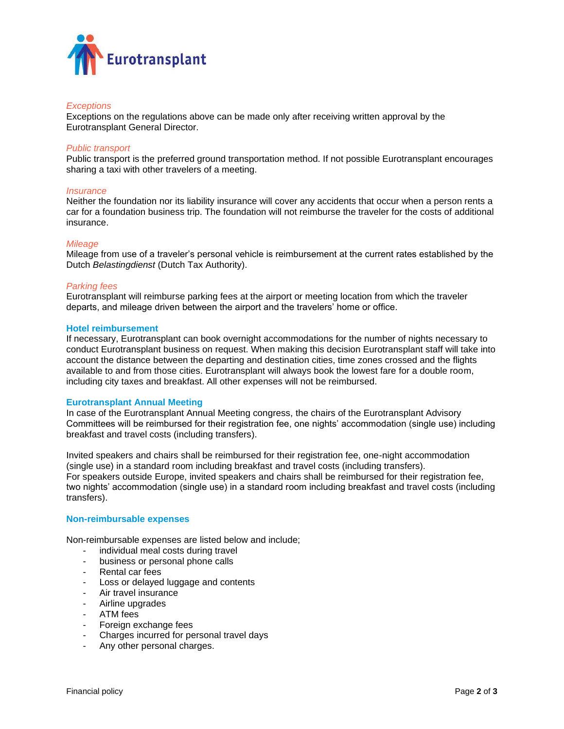*Exceptions*
Exceptions on the regulations above can be made only after receiving written approval by the Eurotransplant General Director.

*Public transport*
Public transport is the preferred ground transportation method. If not possible Eurotransplant encourages sharing a taxi with other travelers of a meeting.

*Insurance*
Neither the foundation nor its liability insurance will cover any accidents that occur when a person rents a car for a foundation business trip. The foundation will not reimburse the traveler for the costs of additional insurance.

*Mileage*
Mileage from use of a traveler's personal vehicle is reimbursement at the current rates established by the Dutch *Belastingdienst* (Dutch Tax Authority).

*Parking fees*
Eurotransplant will reimburse parking fees at the airport or meeting location from which the traveler departs, and mileage driven between the airport and the travelers' home or office.

## Hotel reimbursement

If necessary, Eurotransplant can book overnight accommodations for the number of nights necessary to conduct Eurotransplant business on request. When making this decision Eurotransplant staff will take into account the distance between the departing and destination cities, time zones crossed and the flights available to and from those cities. Eurotransplant will always book the lowest fare for a double room, including city taxes and breakfast. All other expenses will not be reimbursed.

## Eurotransplant Annual Meeting

In case of the Eurotransplant Annual Meeting congress, the chairs of the Eurotransplant Advisory Committees will be reimbursed for their registration fee, one nights' accommodation (single use) including breakfast and travel costs (including transfers).

Invited speakers and chairs shall be reimbursed for their registration fee, one-night accommodation (single use) in a standard room including breakfast and travel costs (including transfers).
For speakers outside Europe, invited speakers and chairs shall be reimbursed for their registration fee, two nights' accommodation (single use) in a standard room including breakfast and travel costs (including transfers).

## Non-reimbursable expenses

Non-reimbursable expenses are listed below and include;

- individual meal costs during travel
- business or personal phone calls
- Rental car fees
- Loss or delayed luggage and contents
- Air travel insurance
- Airline upgrades
- ATM fees
- Foreign exchange fees
- Charges incurred for personal travel days
- Any other personal charges.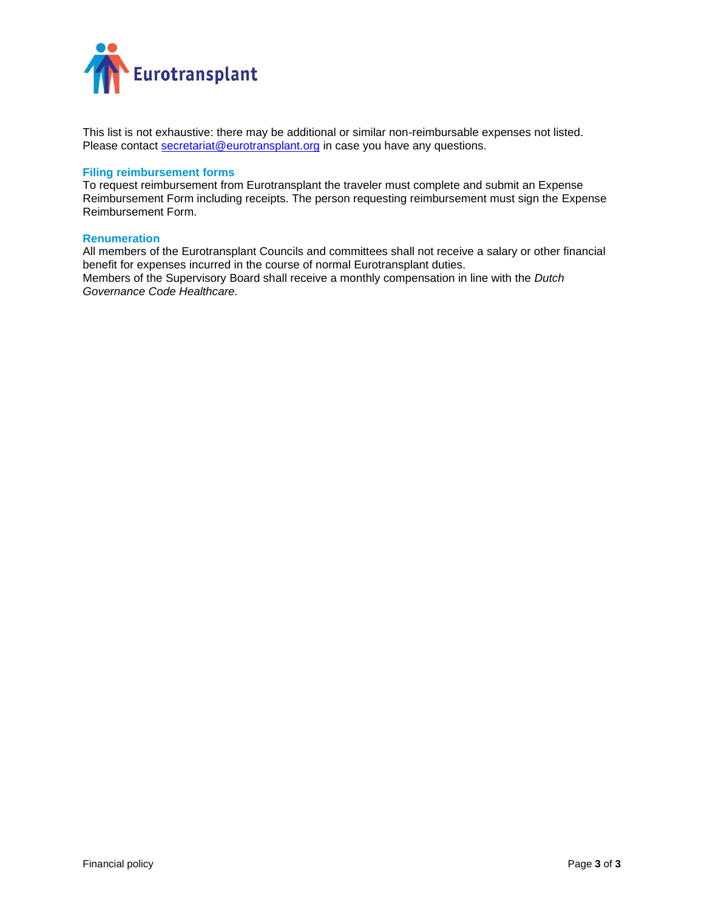This list is not exhaustive: there may be additional or similar non-reimbursable expenses not listed. Please contact secretariat@eurotransplant.org in case you have any questions.

### Filing reimbursement forms

To request reimbursement from Eurotransplant the traveler must complete and submit an Expense Reimbursement Form including receipts. The person requesting reimbursement must sign the Expense Reimbursement Form.

### Renumeration

All members of the Eurotransplant Councils and committees shall not receive a salary or other financial benefit for expenses incurred in the course of normal Eurotransplant duties.
Members of the Supervisory Board shall receive a monthly compensation in line with the *Dutch Governance Code Healthcare.*